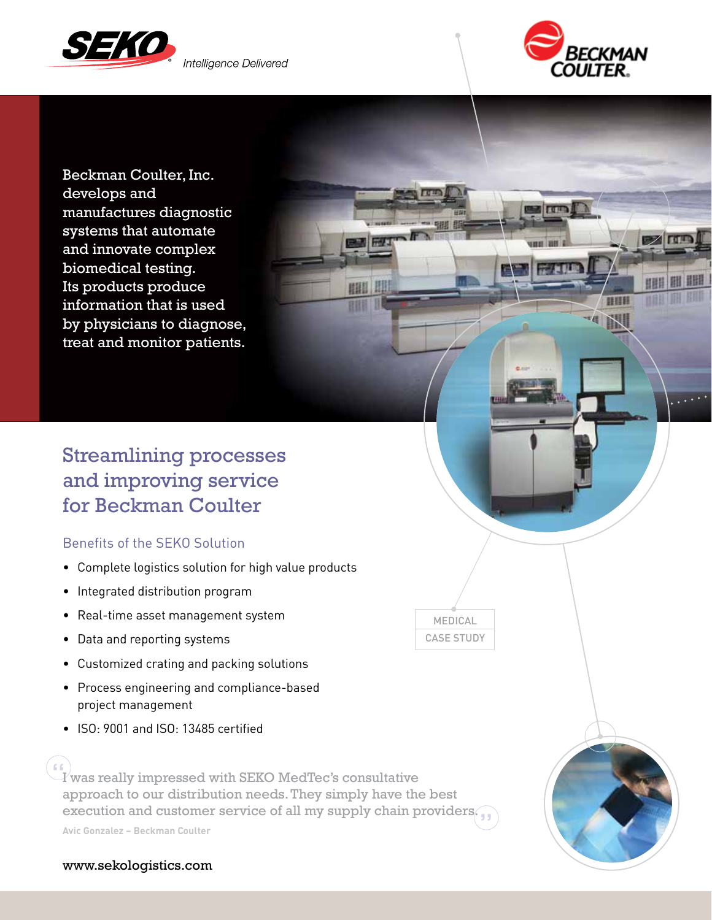SEKO® Intelligence Delivered

BECKMAN COULTER®

Beckman Coulter, Inc. develops and manufactures diagnostic systems that automate and innovate complex biomedical testing. Its products produce information that is used by physicians to diagnose, treat and monitor patients.

# Streamlining processes and improving service for Beckman Coulter

MEDICAL CASE STUDY

## Benefits of the SEKO Solution

- Complete logistics solution for high value products
- Integrated distribution program
- Real-time asset management system
- Data and reporting systems
- Customized crating and packing solutions
- Process engineering and compliance-based project management
- ISO: 9001 and ISO: 13485 certified

"I was really impressed with SEKO MedTec's consultative approach to our distribution needs. They simply have the best execution and customer service of all my supply chain providers."

**Avic Gonzalez – Beckman Coulter**

www.sekologistics.com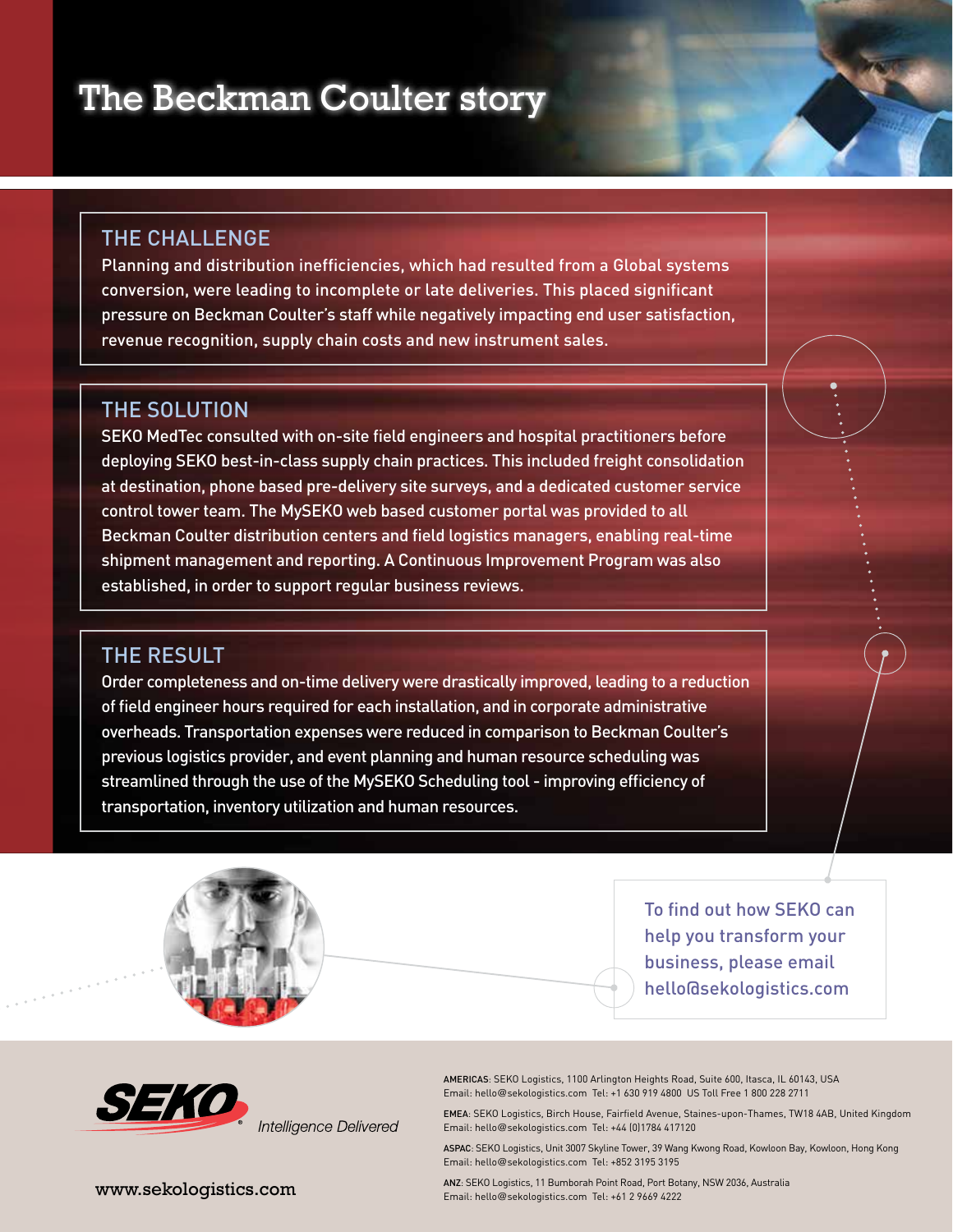# The Beckman Coulter story

## THE CHALLENGE

Planning and distribution inefficiencies, which had resulted from a Global systems conversion, were leading to incomplete or late deliveries. This placed significant pressure on Beckman Coulter's staff while negatively impacting end user satisfaction, revenue recognition, supply chain costs and new instrument sales.

## THE SOLUTION

SEKO MedTec consulted with on-site field engineers and hospital practitioners before deploying SEKO best-in-class supply chain practices. This included freight consolidation at destination, phone based pre-delivery site surveys, and a dedicated customer service control tower team. The MySEKO web based customer portal was provided to all Beckman Coulter distribution centers and field logistics managers, enabling real-time shipment management and reporting. A Continuous Improvement Program was also established, in order to support regular business reviews.

## THE RESULT

Order completeness and on-time delivery were drastically improved, leading to a reduction of field engineer hours required for each installation, and in corporate administrative overheads. Transportation expenses were reduced in comparison to Beckman Coulter's previous logistics provider, and event planning and human resource scheduling was streamlined through the use of the MySEKO Scheduling tool - improving efficiency of transportation, inventory utilization and human resources.

To find out how SEKO can help you transform your business, please email hello@sekologistics.com

SEKO *Intelligence Delivered*

www.sekologistics.com

AMERICAS: SEKO Logistics, 1100 Arlington Heights Road, Suite 600, Itasca, IL 60143, USA
Email: hello@sekologistics.com Tel: +1 630 919 4800 US Toll Free 1 800 228 2711

EMEA: SEKO Logistics, Birch House, Fairfield Avenue, Staines-upon-Thames, TW18 4AB, United Kingdom
Email: hello@sekologistics.com Tel: +44 (0)1784 417120

ASPAC: SEKO Logistics, Unit 3007 Skyline Tower, 39 Wang Kwong Road, Kowloon Bay, Kowloon, Hong Kong
Email: hello@sekologistics.com Tel: +852 3195 3195

ANZ: SEKO Logistics, 11 Bumborah Point Road, Port Botany, NSW 2036, Australia
Email: hello@sekologistics.com Tel: +61 2 9669 4222